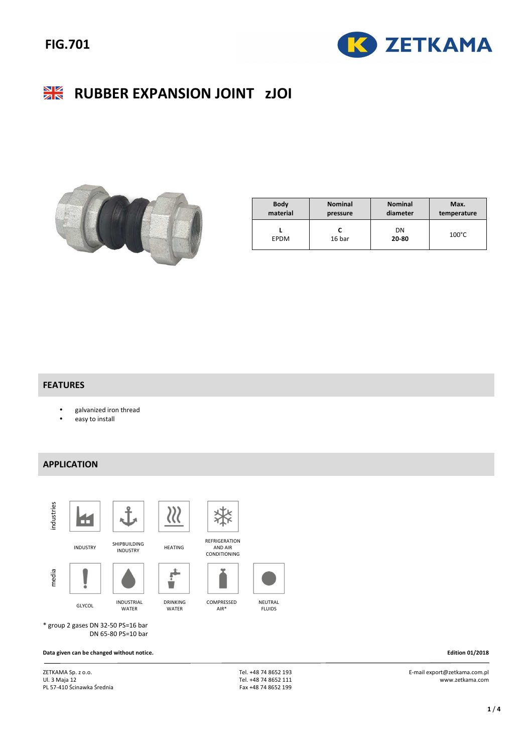# FIG.701

## RUBBER EXPANSION JOINT zJOI

| Body material | Nominal pressure | Nominal diameter | Max. temperature |
|---|---|---|---|
| **L**<br>EPDM | **C**<br>16 bar | DN<br>**20-80** | 100°C |

## FEATURES

- galvanized iron thread
- easy to install

## APPLICATION

industries

INDUSTRY | SHIPBUILDING INDUSTRY | HEATING | REFRIGERATION AND AIR CONDITIONING

media

GLYCOL | INDUSTRIAL WATER | DRINKING WATER | COMPRESSED AIR* | NEUTRAL FLUIDS

\* group 2 gases DN 32-50 PS=16 bar
DN 65-80 PS=10 bar

**Data given can be changed without notice.**

**Edition 01/2018**

ZETKAMA Sp. z o.o.
Ul. 3 Maja 12
PL 57-410 Ścinawka Średnia

Tel. +48 74 8652 193
Tel. +48 74 8652 111
Fax +48 74 8652 199

E-mail export@zetkama.com.pl
www.zetkama.com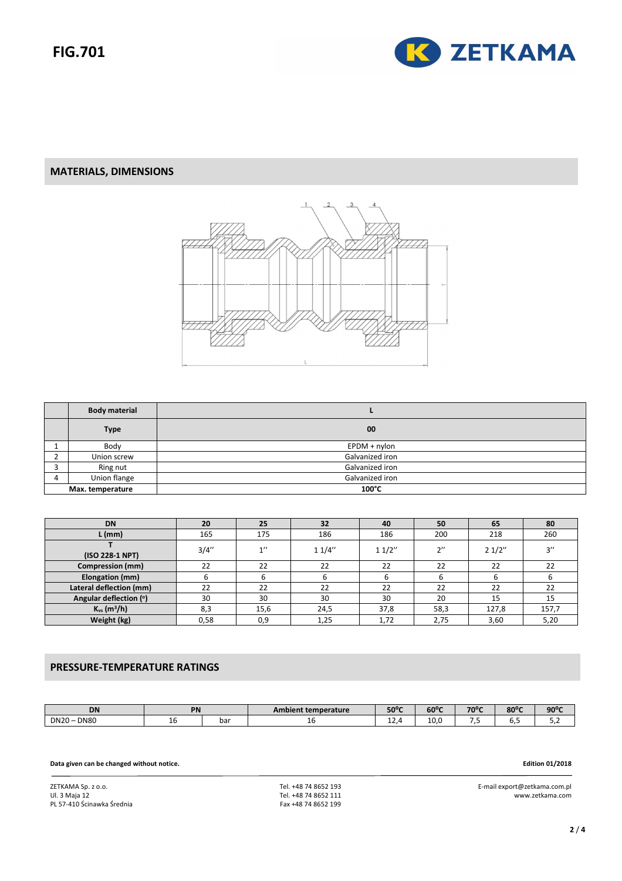# FIG.701

## MATERIALS, DIMENSIONS

| | Body material | L |
|---|---|---|
| | **Type** | **00** |
| 1 | Body | EPDM + nylon |
| 2 | Union screw | Galvanized iron |
| 3 | Ring nut | Galvanized iron |
| 4 | Union flange | Galvanized iron |
| **Max. temperature** | | **100°C** |

| DN | 20 | 25 | 32 | 40 | 50 | 65 | 80 |
|---|---|---|---|---|---|---|---|
| L (mm) | 165 | 175 | 186 | 186 | 200 | 218 | 260 |
| T (ISO 228-1 NPT) | 3/4'' | 1'' | 1 1/4'' | 1 1/2'' | 2'' | 2 1/2'' | 3'' |
| Compression (mm) | 22 | 22 | 22 | 22 | 22 | 22 | 22 |
| Elongation (mm) | 6 | 6 | 6 | 6 | 6 | 6 | 6 |
| Lateral deflection (mm) | 22 | 22 | 22 | 22 | 22 | 22 | 22 |
| Angular deflection (°) | 30 | 30 | 30 | 30 | 20 | 15 | 15 |
| $K_{vs}$ ($m^3$/h) | 8,3 | 15,6 | 24,5 | 37,8 | 58,3 | 127,8 | 157,7 |
| Weight (kg) | 0,58 | 0,9 | 1,25 | 1,72 | 2,75 | 3,60 | 5,20 |

## PRESSURE-TEMPERATURE RATINGS

| DN | PN | | Ambient temperature | 50°C | 60°C | 70°C | 80°C | 90°C |
|---|---|---|---|---|---|---|---|---|
| DN20 – DN80 | 16 | bar | 16 | 12,4 | 10,0 | 7,5 | 6,5 | 5,2 |

**Data given can be changed without notice.**

**Edition 01/2018**

ZETKAMA Sp. z o.o.
Ul. 3 Maja 12
PL 57-410 Ścinawka Średnia

Tel. +48 74 8652 193
Tel. +48 74 8652 111
Fax +48 74 8652 199

E-mail export@zetkama.com.pl
www.zetkama.com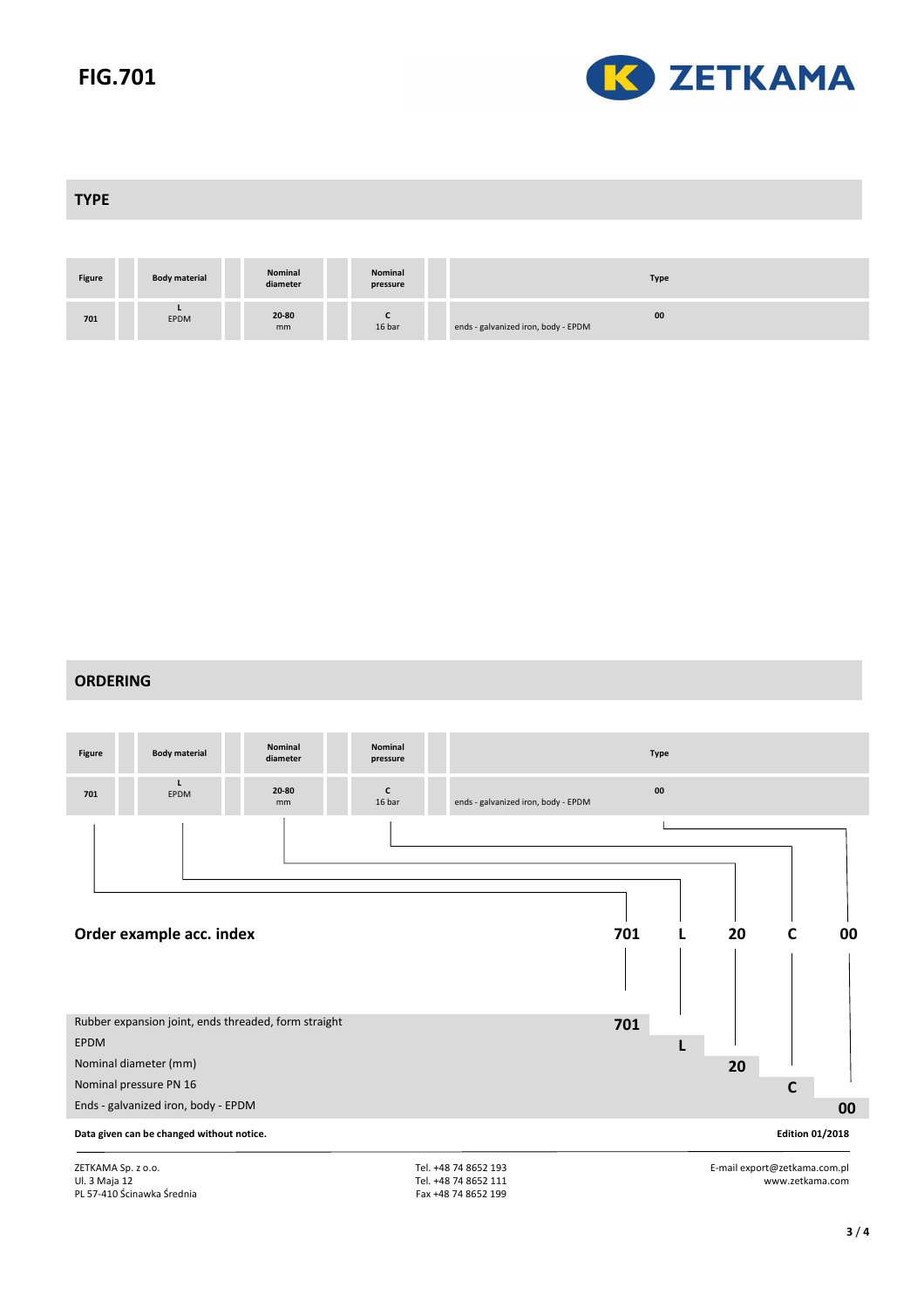**FIG.701**

## TYPE

| Figure | Body material | Nominal diameter | Nominal pressure | Type |
|---|---|---|---|---|
| 701 | L<br>EPDM | 20-80<br>mm | C<br>16 bar | 00<br>ends - galvanized iron, body - EPDM |

## ORDERING

| Figure | Body material | Nominal diameter | Nominal pressure | Type |
|---|---|---|---|---|
| 701 | L<br>EPDM | 20-80<br>mm | C<br>16 bar | 00<br>ends - galvanized iron, body - EPDM |

**Order example acc. index** **701 L 20 C 00**

| Description | Code |
|---|---|
| Rubber expansion joint, ends threaded, form straight | **701** |
| EPDM | **L** |
| Nominal diameter (mm) | **20** |
| Nominal pressure PN 16 | **C** |
| Ends - galvanized iron, body - EPDM | **00** |

**Data given can be changed without notice.** **Edition 01/2018**

ZETKAMA Sp. z o.o.
Ul. 3 Maja 12
PL 57-410 Ścinawka Średnia

Tel. +48 74 8652 193
Tel. +48 74 8652 111
Fax +48 74 8652 199

E-mail export@zetkama.com.pl
www.zetkama.com